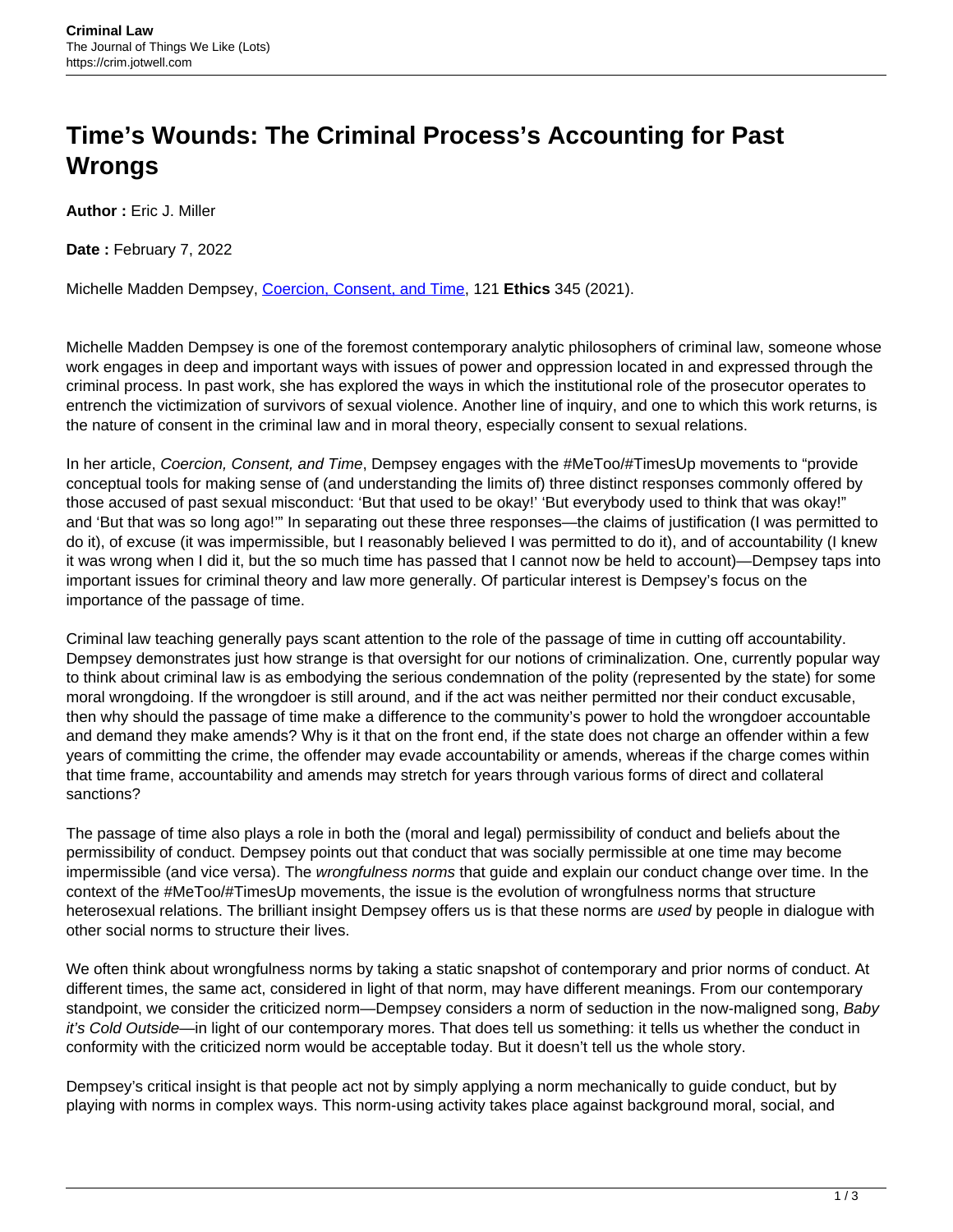# Time's Wounds: The Criminal Process's Accounting for Past Wrongs

**Author :** Eric J. Miller

**Date :** February 7, 2022

Michelle Madden Dempsey, [Coercion, Consent, and Time](), 121 **Ethics** 345 (2021).

Michelle Madden Dempsey is one of the foremost contemporary analytic philosophers of criminal law, someone whose work engages in deep and important ways with issues of power and oppression located in and expressed through the criminal process. In past work, she has explored the ways in which the institutional role of the prosecutor operates to entrench the victimization of survivors of sexual violence. Another line of inquiry, and one to which this work returns, is the nature of consent in the criminal law and in moral theory, especially consent to sexual relations.

In her article, *Coercion, Consent, and Time*, Dempsey engages with the #MeToo/#TimesUp movements to "provide conceptual tools for making sense of (and understanding the limits of) three distinct responses commonly offered by those accused of past sexual misconduct: 'But that used to be okay!' 'But everybody used to think that was okay!" and 'But that was so long ago!'" In separating out these three responses—the claims of justification (I was permitted to do it), of excuse (it was impermissible, but I reasonably believed I was permitted to do it), and of accountability (I knew it was wrong when I did it, but the so much time has passed that I cannot now be held to account)—Dempsey taps into important issues for criminal theory and law more generally. Of particular interest is Dempsey's focus on the importance of the passage of time.

Criminal law teaching generally pays scant attention to the role of the passage of time in cutting off accountability. Dempsey demonstrates just how strange is that oversight for our notions of criminalization. One, currently popular way to think about criminal law is as embodying the serious condemnation of the polity (represented by the state) for some moral wrongdoing. If the wrongdoer is still around, and if the act was neither permitted nor their conduct excusable, then why should the passage of time make a difference to the community's power to hold the wrongdoer accountable and demand they make amends? Why is it that on the front end, if the state does not charge an offender within a few years of committing the crime, the offender may evade accountability or amends, whereas if the charge comes within that time frame, accountability and amends may stretch for years through various forms of direct and collateral sanctions?

The passage of time also plays a role in both the (moral and legal) permissibility of conduct and beliefs about the permissibility of conduct. Dempsey points out that conduct that was socially permissible at one time may become impermissible (and vice versa). The *wrongfulness norms* that guide and explain our conduct change over time. In the context of the #MeToo/#TimesUp movements, the issue is the evolution of wrongfulness norms that structure heterosexual relations. The brilliant insight Dempsey offers us is that these norms are *used* by people in dialogue with other social norms to structure their lives.

We often think about wrongfulness norms by taking a static snapshot of contemporary and prior norms of conduct. At different times, the same act, considered in light of that norm, may have different meanings. From our contemporary standpoint, we consider the criticized norm—Dempsey considers a norm of seduction in the now-maligned song, *Baby it's Cold Outside*—in light of our contemporary mores. That does tell us something: it tells us whether the conduct in conformity with the criticized norm would be acceptable today. But it doesn't tell us the whole story.

Dempsey's critical insight is that people act not by simply applying a norm mechanically to guide conduct, but by playing with norms in complex ways. This norm-using activity takes place against background moral, social, and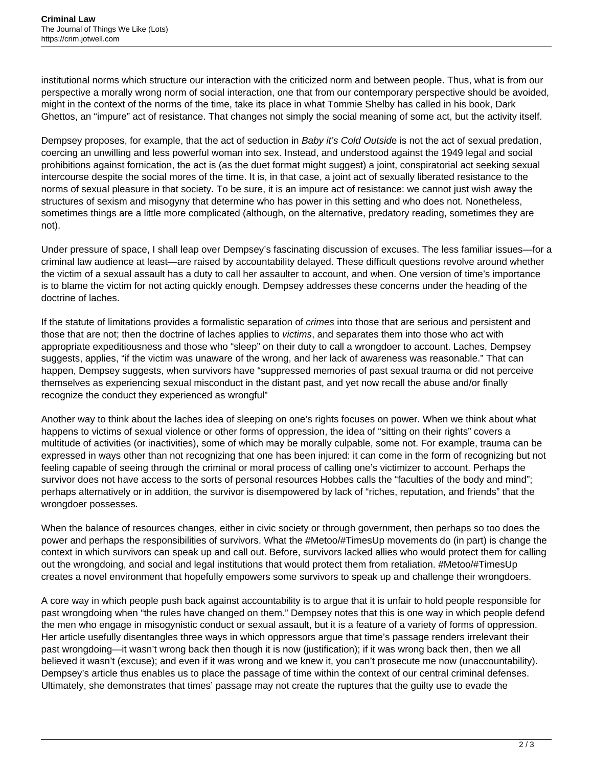institutional norms which structure our interaction with the criticized norm and between people. Thus, what is from our perspective a morally wrong norm of social interaction, one that from our contemporary perspective should be avoided, might in the context of the norms of the time, take its place in what Tommie Shelby has called in his book, Dark Ghettos, an "impure" act of resistance. That changes not simply the social meaning of some act, but the activity itself.

Dempsey proposes, for example, that the act of seduction in *Baby it's Cold Outside* is not the act of sexual predation, coercing an unwilling and less powerful woman into sex. Instead, and understood against the 1949 legal and social prohibitions against fornication, the act is (as the duet format might suggest) a joint, conspiratorial act seeking sexual intercourse despite the social mores of the time. It is, in that case, a joint act of sexually liberated resistance to the norms of sexual pleasure in that society. To be sure, it is an impure act of resistance: we cannot just wish away the structures of sexism and misogyny that determine who has power in this setting and who does not. Nonetheless, sometimes things are a little more complicated (although, on the alternative, predatory reading, sometimes they are not).

Under pressure of space, I shall leap over Dempsey's fascinating discussion of excuses. The less familiar issues—for a criminal law audience at least—are raised by accountability delayed. These difficult questions revolve around whether the victim of a sexual assault has a duty to call her assaulter to account, and when. One version of time's importance is to blame the victim for not acting quickly enough. Dempsey addresses these concerns under the heading of the doctrine of laches.

If the statute of limitations provides a formalistic separation of *crimes* into those that are serious and persistent and those that are not; then the doctrine of laches applies to *victims*, and separates them into those who act with appropriate expeditiousness and those who "sleep" on their duty to call a wrongdoer to account. Laches, Dempsey suggests, applies, "if the victim was unaware of the wrong, and her lack of awareness was reasonable." That can happen, Dempsey suggests, when survivors have "suppressed memories of past sexual trauma or did not perceive themselves as experiencing sexual misconduct in the distant past, and yet now recall the abuse and/or finally recognize the conduct they experienced as wrongful"

Another way to think about the laches idea of sleeping on one's rights focuses on power. When we think about what happens to victims of sexual violence or other forms of oppression, the idea of "sitting on their rights" covers a multitude of activities (or inactivities), some of which may be morally culpable, some not. For example, trauma can be expressed in ways other than not recognizing that one has been injured: it can come in the form of recognizing but not feeling capable of seeing through the criminal or moral process of calling one's victimizer to account. Perhaps the survivor does not have access to the sorts of personal resources Hobbes calls the "faculties of the body and mind"; perhaps alternatively or in addition, the survivor is disempowered by lack of "riches, reputation, and friends" that the wrongdoer possesses.

When the balance of resources changes, either in civic society or through government, then perhaps so too does the power and perhaps the responsibilities of survivors. What the #Metoo/#TimesUp movements do (in part) is change the context in which survivors can speak up and call out. Before, survivors lacked allies who would protect them for calling out the wrongdoing, and social and legal institutions that would protect them from retaliation. #Metoo/#TimesUp creates a novel environment that hopefully empowers some survivors to speak up and challenge their wrongdoers.

A core way in which people push back against accountability is to argue that it is unfair to hold people responsible for past wrongdoing when "the rules have changed on them." Dempsey notes that this is one way in which people defend the men who engage in misogynistic conduct or sexual assault, but it is a feature of a variety of forms of oppression. Her article usefully disentangles three ways in which oppressors argue that time's passage renders irrelevant their past wrongdoing—it wasn't wrong back then though it is now (justification); if it was wrong back then, then we all believed it wasn't (excuse); and even if it was wrong and we knew it, you can't prosecute me now (unaccountability). Dempsey's article thus enables us to place the passage of time within the context of our central criminal defenses. Ultimately, she demonstrates that times' passage may not create the ruptures that the guilty use to evade the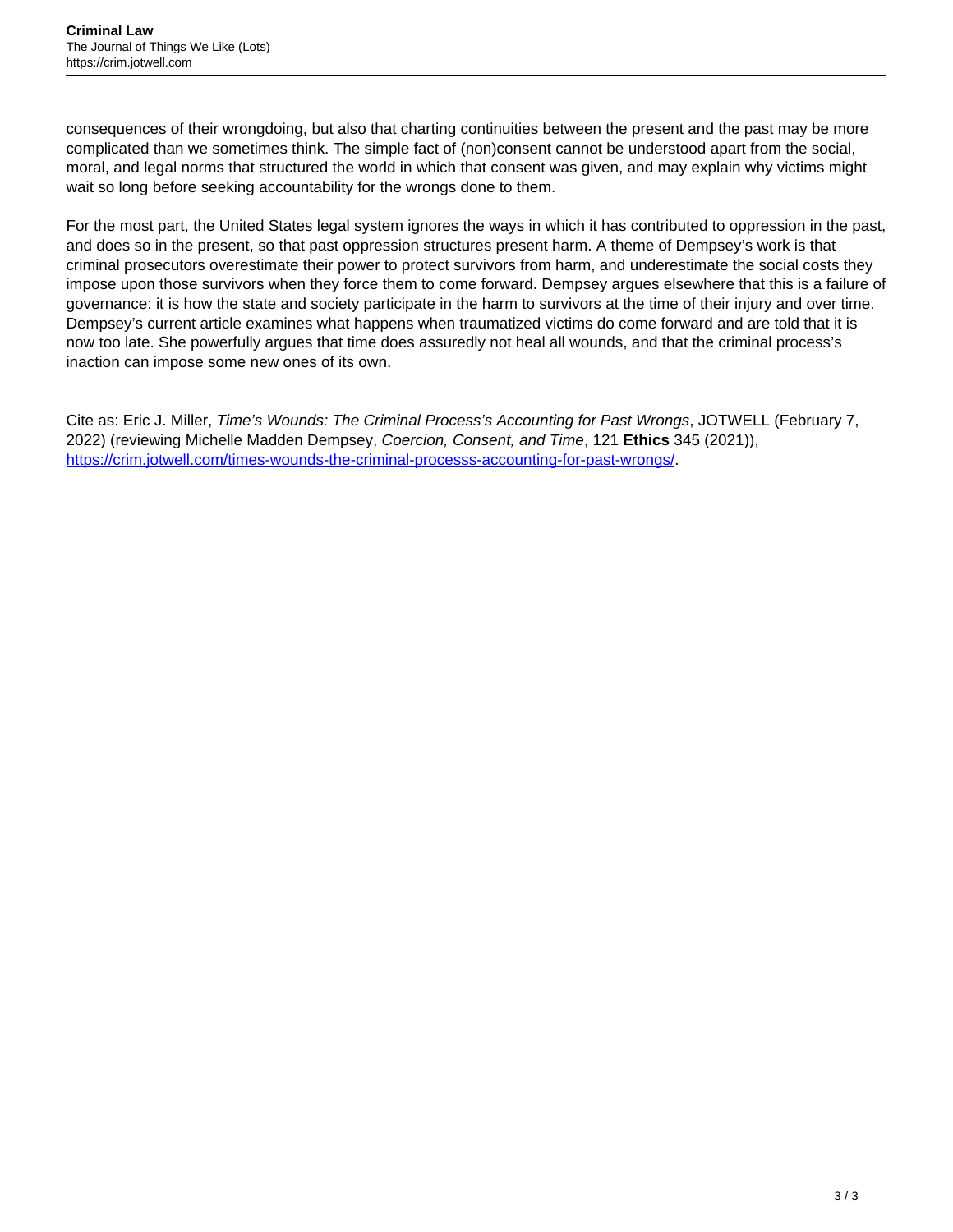consequences of their wrongdoing, but also that charting continuities between the present and the past may be more complicated than we sometimes think. The simple fact of (non)consent cannot be understood apart from the social, moral, and legal norms that structured the world in which that consent was given, and may explain why victims might wait so long before seeking accountability for the wrongs done to them.

For the most part, the United States legal system ignores the ways in which it has contributed to oppression in the past, and does so in the present, so that past oppression structures present harm. A theme of Dempsey's work is that criminal prosecutors overestimate their power to protect survivors from harm, and underestimate the social costs they impose upon those survivors when they force them to come forward. Dempsey argues elsewhere that this is a failure of governance: it is how the state and society participate in the harm to survivors at the time of their injury and over time. Dempsey's current article examines what happens when traumatized victims do come forward and are told that it is now too late. She powerfully argues that time does assuredly not heal all wounds, and that the criminal process's inaction can impose some new ones of its own.

Cite as: Eric J. Miller, *Time's Wounds: The Criminal Process's Accounting for Past Wrongs*, JOTWELL (February 7, 2022) (reviewing Michelle Madden Dempsey, *Coercion, Consent, and Time*, 121 **Ethics** 345 (2021)), [https://crim.jotwell.com/times-wounds-the-criminal-processs-accounting-for-past-wrongs/](https://crim.jotwell.com/times-wounds-the-criminal-processs-accounting-for-past-wrongs/).